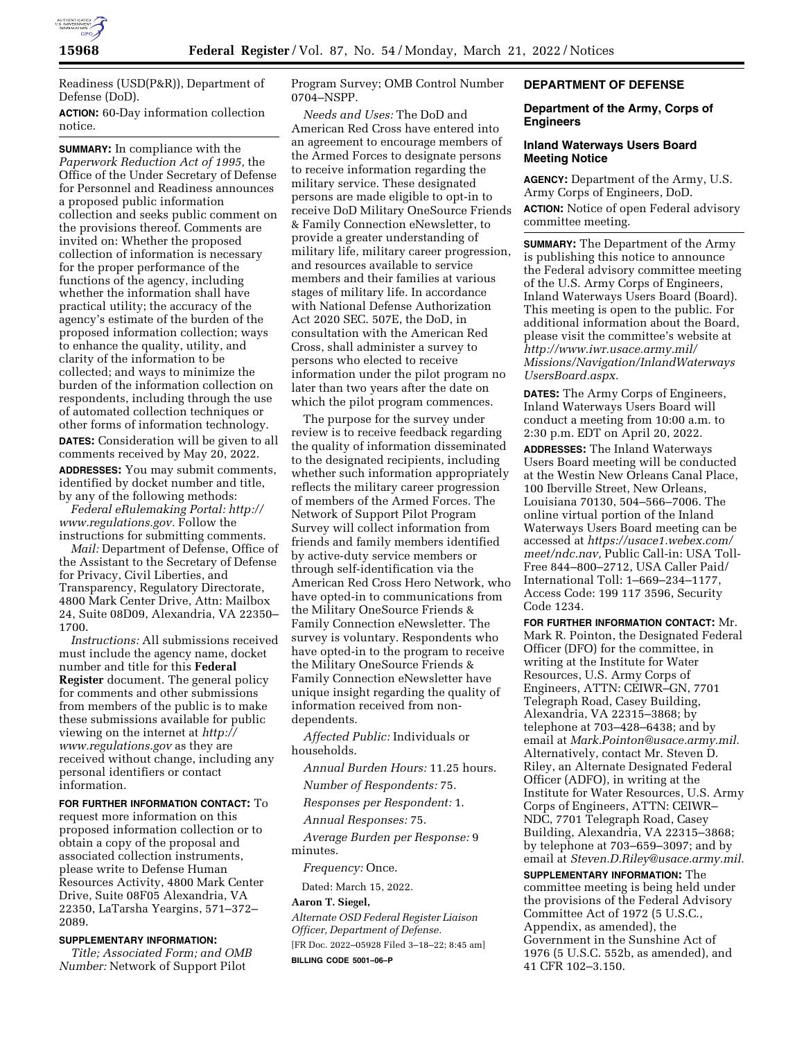Readiness (USD(P&R)), Department of Defense (DoD).

**ACTION:** 60-Day information collection notice.

**SUMMARY:** In compliance with the *Paperwork Reduction Act of 1995,* the Office of the Under Secretary of Defense for Personnel and Readiness announces a proposed public information collection and seeks public comment on the provisions thereof. Comments are invited on: Whether the proposed collection of information is necessary for the proper performance of the functions of the agency, including whether the information shall have practical utility; the accuracy of the agency's estimate of the burden of the proposed information collection; ways to enhance the quality, utility, and clarity of the information to be collected; and ways to minimize the burden of the information collection on respondents, including through the use of automated collection techniques or other forms of information technology.

**DATES:** Consideration will be given to all comments received by May 20, 2022.

**ADDRESSES:** You may submit comments, identified by docket number and title, by any of the following methods:

*Federal eRulemaking Portal: http://www.regulations.gov.* Follow the instructions for submitting comments.

*Mail:* Department of Defense, Office of the Assistant to the Secretary of Defense for Privacy, Civil Liberties, and Transparency, Regulatory Directorate, 4800 Mark Center Drive, Attn: Mailbox 24, Suite 08D09, Alexandria, VA 22350–1700.

*Instructions:* All submissions received must include the agency name, docket number and title for this **Federal Register** document. The general policy for comments and other submissions from members of the public is to make these submissions available for public viewing on the internet at *http://www.regulations.gov* as they are received without change, including any personal identifiers or contact information.

**FOR FURTHER INFORMATION CONTACT:** To request more information on this proposed information collection or to obtain a copy of the proposal and associated collection instruments, please write to Defense Human Resources Activity, 4800 Mark Center Drive, Suite 08F05 Alexandria, VA 22350, LaTarsha Yeargins, 571–372–2089.

**SUPPLEMENTARY INFORMATION:**

*Title; Associated Form; and OMB Number:* Network of Support Pilot Program Survey; OMB Control Number 0704–NSPP.

*Needs and Uses:* The DoD and American Red Cross have entered into an agreement to encourage members of the Armed Forces to designate persons to receive information regarding the military service. These designated persons are made eligible to opt-in to receive DoD Military OneSource Friends & Family Connection eNewsletter, to provide a greater understanding of military life, military career progression, and resources available to service members and their families at various stages of military life. In accordance with National Defense Authorization Act 2020 SEC. 507E, the DoD, in consultation with the American Red Cross, shall administer a survey to persons who elected to receive information under the pilot program no later than two years after the date on which the pilot program commences.

The purpose for the survey under review is to receive feedback regarding the quality of information disseminated to the designated recipients, including whether such information appropriately reflects the military career progression of members of the Armed Forces. The Network of Support Pilot Program Survey will collect information from friends and family members identified by active-duty service members or through self-identification via the American Red Cross Hero Network, who have opted-in to communications from the Military OneSource Friends & Family Connection eNewsletter. The survey is voluntary. Respondents who have opted-in to the program to receive the Military OneSource Friends & Family Connection eNewsletter have unique insight regarding the quality of information received from non-dependents.

*Affected Public:* Individuals or households.

*Annual Burden Hours:* 11.25 hours.

*Number of Respondents:* 75.

*Responses per Respondent:* 1.

*Annual Responses:* 75.

*Average Burden per Response:* 9 minutes.

*Frequency:* Once.

Dated: March 15, 2022.

**Aaron T. Siegel,**

*Alternate OSD Federal Register Liaison Officer, Department of Defense.*

[FR Doc. 2022–05928 Filed 3–18–22; 8:45 am]

**BILLING CODE 5001–06–P**

## DEPARTMENT OF DEFENSE

### Department of the Army, Corps of Engineers

### Inland Waterways Users Board Meeting Notice

**AGENCY:** Department of the Army, U.S. Army Corps of Engineers, DoD.

**ACTION:** Notice of open Federal advisory committee meeting.

**SUMMARY:** The Department of the Army is publishing this notice to announce the Federal advisory committee meeting of the U.S. Army Corps of Engineers, Inland Waterways Users Board (Board). This meeting is open to the public. For additional information about the Board, please visit the committee's website at *http://www.iwr.usace.army.mil/Missions/Navigation/InlandWaterwaysUsersBoard.aspx.*

**DATES:** The Army Corps of Engineers, Inland Waterways Users Board will conduct a meeting from 10:00 a.m. to 2:30 p.m. EDT on April 20, 2022.

**ADDRESSES:** The Inland Waterways Users Board meeting will be conducted at the Westin New Orleans Canal Place, 100 Iberville Street, New Orleans, Louisiana 70130, 504–566–7006. The online virtual portion of the Inland Waterways Users Board meeting can be accessed at *https://usace1.webex.com/meet/ndc.nav,* Public Call-in: USA Toll-Free 844–800–2712, USA Caller Paid/International Toll: 1–669–234–1177, Access Code: 199 117 3596, Security Code 1234.

**FOR FURTHER INFORMATION CONTACT:** Mr. Mark R. Pointon, the Designated Federal Officer (DFO) for the committee, in writing at the Institute for Water Resources, U.S. Army Corps of Engineers, ATTN: CEIWR–GN, 7701 Telegraph Road, Casey Building, Alexandria, VA 22315–3868; by telephone at 703–428–6438; and by email at *Mark.Pointon@usace.army.mil.* Alternatively, contact Mr. Steven D. Riley, an Alternate Designated Federal Officer (ADFO), in writing at the Institute for Water Resources, U.S. Army Corps of Engineers, ATTN: CEIWR–NDC, 7701 Telegraph Road, Casey Building, Alexandria, VA 22315–3868; by telephone at 703–659–3097; and by email at *Steven.D.Riley@usace.army.mil.*

**SUPPLEMENTARY INFORMATION:** The committee meeting is being held under the provisions of the Federal Advisory Committee Act of 1972 (5 U.S.C., Appendix, as amended), the Government in the Sunshine Act of 1976 (5 U.S.C. 552b, as amended), and 41 CFR 102–3.150.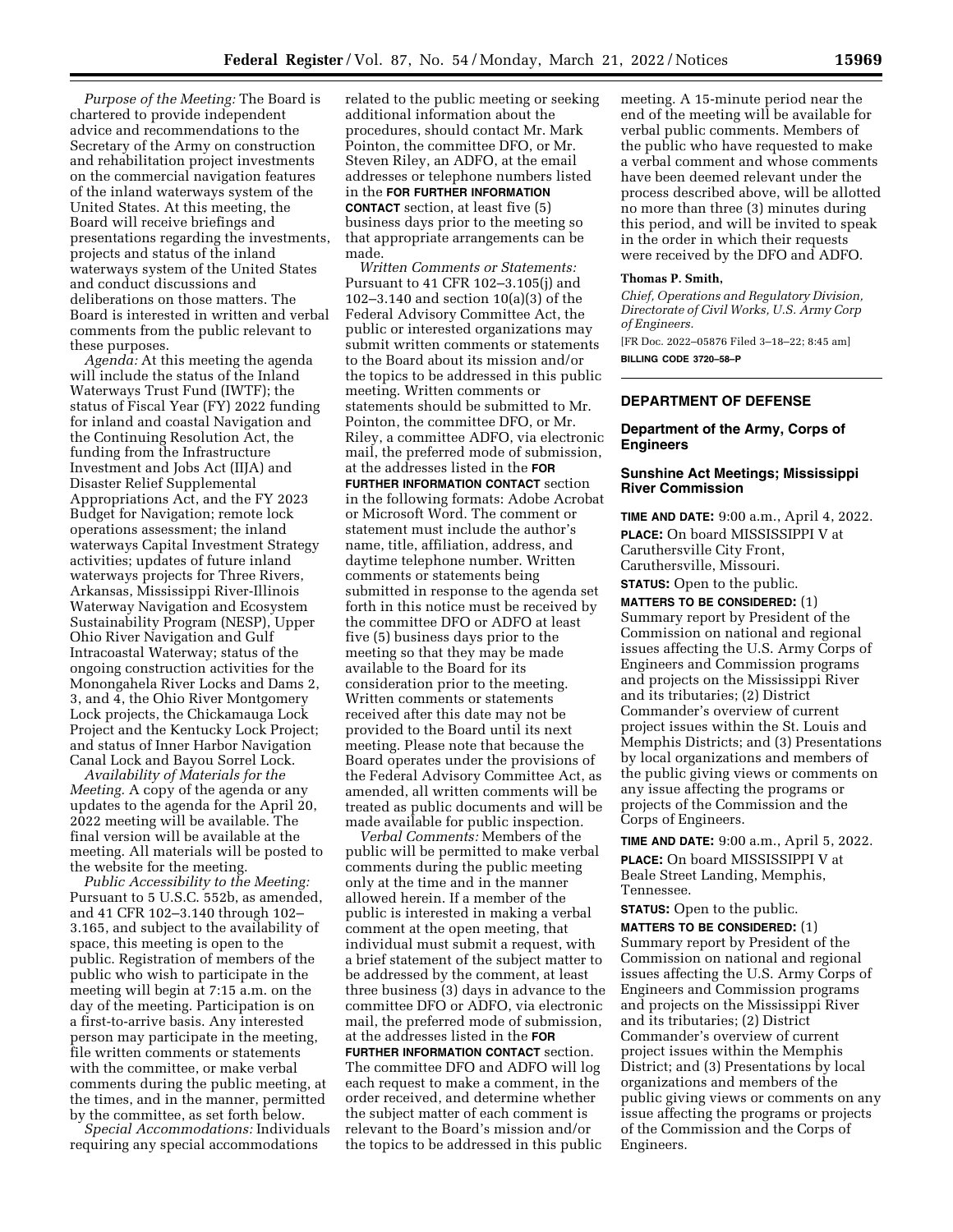*Purpose of the Meeting:* The Board is chartered to provide independent advice and recommendations to the Secretary of the Army on construction and rehabilitation project investments on the commercial navigation features of the inland waterways system of the United States. At this meeting, the Board will receive briefings and presentations regarding the investments, projects and status of the inland waterways system of the United States and conduct discussions and deliberations on those matters. The Board is interested in written and verbal comments from the public relevant to these purposes.

*Agenda:* At this meeting the agenda will include the status of the Inland Waterways Trust Fund (IWTF); the status of Fiscal Year (FY) 2022 funding for inland and coastal Navigation and the Continuing Resolution Act, the funding from the Infrastructure Investment and Jobs Act (IIJA) and Disaster Relief Supplemental Appropriations Act, and the FY 2023 Budget for Navigation; remote lock operations assessment; the inland waterways Capital Investment Strategy activities; updates of future inland waterways projects for Three Rivers, Arkansas, Mississippi River-Illinois Waterway Navigation and Ecosystem Sustainability Program (NESP), Upper Ohio River Navigation and Gulf Intracoastal Waterway; status of the ongoing construction activities for the Monongahela River Locks and Dams 2, 3, and 4, the Ohio River Montgomery Lock projects, the Chickamauga Lock Project and the Kentucky Lock Project; and status of Inner Harbor Navigation Canal Lock and Bayou Sorrel Lock.

*Availability of Materials for the Meeting.* A copy of the agenda or any updates to the agenda for the April 20, 2022 meeting will be available. The final version will be available at the meeting. All materials will be posted to the website for the meeting.

*Public Accessibility to the Meeting:* Pursuant to 5 U.S.C. 552b, as amended, and 41 CFR 102–3.140 through 102–3.165, and subject to the availability of space, this meeting is open to the public. Registration of members of the public who wish to participate in the meeting will begin at 7:15 a.m. on the day of the meeting. Participation is on a first-to-arrive basis. Any interested person may participate in the meeting, file written comments or statements with the committee, or make verbal comments during the public meeting, at the times, and in the manner, permitted by the committee, as set forth below.

*Special Accommodations:* Individuals requiring any special accommodations related to the public meeting or seeking additional information about the procedures, should contact Mr. Mark Pointon, the committee DFO, or Mr. Steven Riley, an ADFO, at the email addresses or telephone numbers listed in the **FOR FURTHER INFORMATION CONTACT** section, at least five (5) business days prior to the meeting so that appropriate arrangements can be made.

*Written Comments or Statements:* Pursuant to 41 CFR 102–3.105(j) and 102–3.140 and section 10(a)(3) of the Federal Advisory Committee Act, the public or interested organizations may submit written comments or statements to the Board about its mission and/or the topics to be addressed in this public meeting. Written comments or statements should be submitted to Mr. Pointon, the committee DFO, or Mr. Riley, a committee ADFO, via electronic mail, the preferred mode of submission, at the addresses listed in the **FOR FURTHER INFORMATION CONTACT** section in the following formats: Adobe Acrobat or Microsoft Word. The comment or statement must include the author's name, title, affiliation, address, and daytime telephone number. Written comments or statements being submitted in response to the agenda set forth in this notice must be received by the committee DFO or ADFO at least five (5) business days prior to the meeting so that they may be made available to the Board for its consideration prior to the meeting. Written comments or statements received after this date may not be provided to the Board until its next meeting. Please note that because the Board operates under the provisions of the Federal Advisory Committee Act, as amended, all written comments will be treated as public documents and will be made available for public inspection.

*Verbal Comments:* Members of the public will be permitted to make verbal comments during the public meeting only at the time and in the manner allowed herein. If a member of the public is interested in making a verbal comment at the open meeting, that individual must submit a request, with a brief statement of the subject matter to be addressed by the comment, at least three business (3) days in advance to the committee DFO or ADFO, via electronic mail, the preferred mode of submission, at the addresses listed in the **FOR FURTHER INFORMATION CONTACT** section. The committee DFO and ADFO will log each request to make a comment, in the order received, and determine whether the subject matter of each comment is relevant to the Board's mission and/or the topics to be addressed in this public meeting. A 15-minute period near the end of the meeting will be available for verbal public comments. Members of the public who have requested to make a verbal comment and whose comments have been deemed relevant under the process described above, will be allotted no more than three (3) minutes during this period, and will be invited to speak in the order in which their requests were received by the DFO and ADFO.

**Thomas P. Smith,**

*Chief, Operations and Regulatory Division, Directorate of Civil Works, U.S. Army Corp of Engineers.*

[FR Doc. 2022–05876 Filed 3–18–22; 8:45 am]

**BILLING CODE 3720–58–P**

## DEPARTMENT OF DEFENSE

### Department of the Army, Corps of Engineers

### Sunshine Act Meetings; Mississippi River Commission

**TIME AND DATE:** 9:00 a.m., April 4, 2022.

**PLACE:** On board MISSISSIPPI V at Caruthersville City Front, Caruthersville, Missouri.

**STATUS:** Open to the public.

**MATTERS TO BE CONSIDERED:** (1) Summary report by President of the Commission on national and regional issues affecting the U.S. Army Corps of Engineers and Commission programs and projects on the Mississippi River and its tributaries; (2) District Commander's overview of current project issues within the St. Louis and Memphis Districts; and (3) Presentations by local organizations and members of the public giving views or comments on any issue affecting the programs or projects of the Commission and the Corps of Engineers.

**TIME AND DATE:** 9:00 a.m., April 5, 2022.

**PLACE:** On board MISSISSIPPI V at Beale Street Landing, Memphis, Tennessee.

**STATUS:** Open to the public.

**MATTERS TO BE CONSIDERED:** (1) Summary report by President of the Commission on national and regional issues affecting the U.S. Army Corps of Engineers and Commission programs and projects on the Mississippi River and its tributaries; (2) District Commander's overview of current project issues within the Memphis District; and (3) Presentations by local organizations and members of the public giving views or comments on any issue affecting the programs or projects of the Commission and the Corps of Engineers.